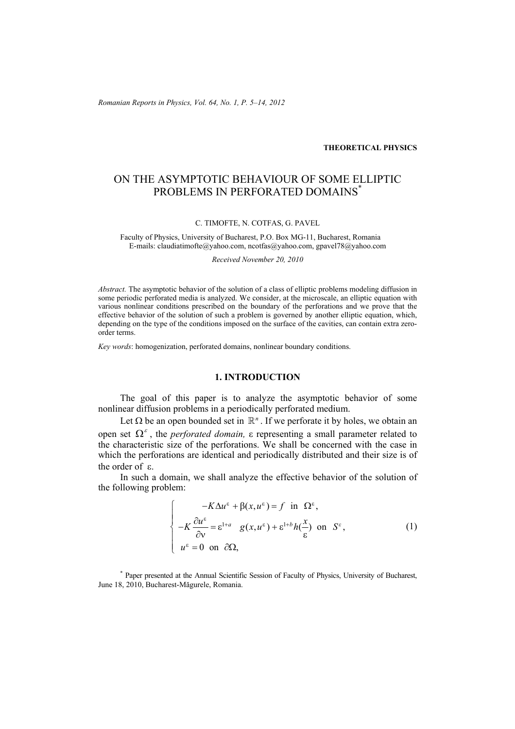**THEORETICAL PHYSICS**

# ON THE ASYMPTOTIC BEHAVIOUR OF SOME ELLIPTIC PROBLEMS IN PERFORATED DOMAINS*

C. TIMOFTE, N. COTFAS, G. PAVEL

Faculty of Physics, University of Bucharest, P.O. Box MG-11, Bucharest, Romania
E-mails: claudiatimofte@yahoo.com, ncotfas@yahoo.com, gpavel78@yahoo.com

*Received November 20, 2010*

*Abstract.* The asymptotic behavior of the solution of a class of elliptic problems modeling diffusion in some periodic perforated media is analyzed. We consider, at the microscale, an elliptic equation with various nonlinear conditions prescribed on the boundary of the perforations and we prove that the effective behavior of the solution of such a problem is governed by another elliptic equation, which, depending on the type of the conditions imposed on the surface of the cavities, can contain extra zero-order terms.

*Key words*: homogenization, perforated domains, nonlinear boundary conditions.

## 1. INTRODUCTION

The goal of this paper is to analyze the asymptotic behavior of some nonlinear diffusion problems in a periodically perforated medium.

Let $\Omega$ be an open bounded set in $\mathbb{R}^n$. If we perforate it by holes, we obtain an open set $\Omega^\varepsilon$, the *perforated domain,* $\varepsilon$ representing a small parameter related to the characteristic size of the perforations. We shall be concerned with the case in which the perforations are identical and periodically distributed and their size is of the order of $\varepsilon$.

In such a domain, we shall analyze the effective behavior of the solution of the following problem:

$$\begin{cases} -K\Delta u^\varepsilon + \beta(x, u^\varepsilon) = f \quad \text{in} \quad \Omega^\varepsilon, \\ -K\dfrac{\partial u^\varepsilon}{\partial \nu} = \varepsilon^{1+a} \quad g(x, u^\varepsilon) + \varepsilon^{1+b} h(\dfrac{x}{\varepsilon}) \quad \text{on} \quad S^\varepsilon, \\ u^\varepsilon = 0 \quad \text{on} \quad \partial\Omega, \end{cases} \tag{1}$$

* Paper presented at the Annual Scientific Session of Faculty of Physics, University of Bucharest, June 18, 2010, Bucharest-Măgurele, Romania.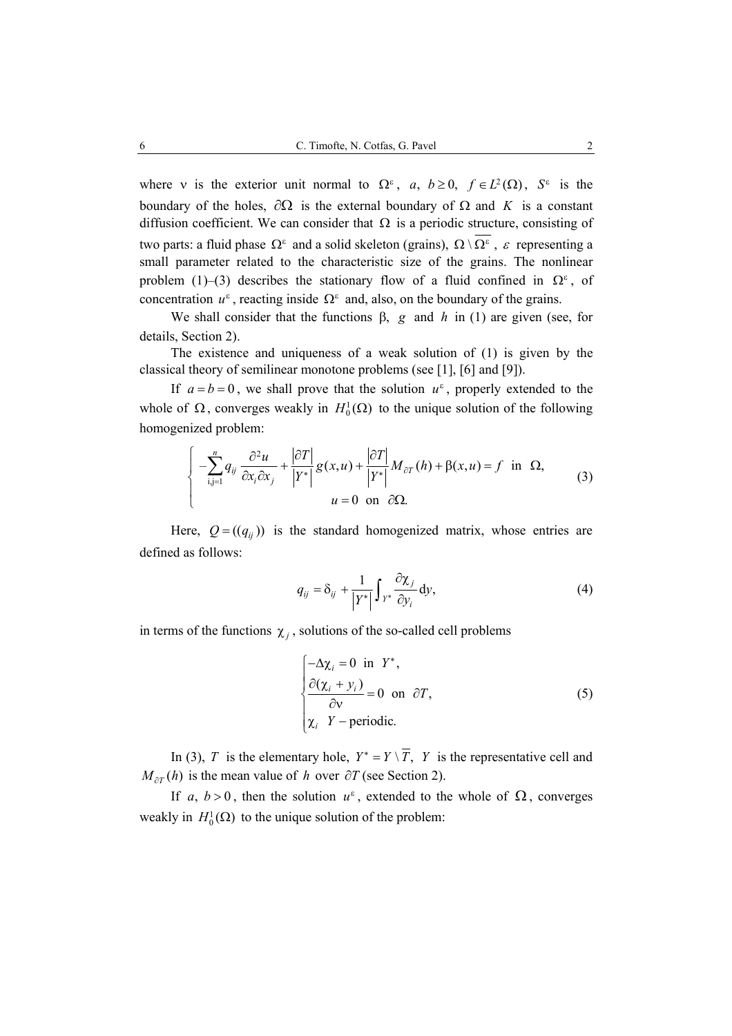where $\nu$ is the exterior unit normal to $\Omega^\varepsilon$, $a,\ b \geq 0,\ f \in L^2(\Omega)$, $S^\varepsilon$ is the boundary of the holes, $\partial\Omega$ is the external boundary of $\Omega$ and $K$ is a constant diffusion coefficient. We can consider that $\Omega$ is a periodic structure, consisting of two parts: a fluid phase $\Omega^\varepsilon$ and a solid skeleton (grains), $\Omega \setminus \overline{\Omega^\varepsilon}$, $\varepsilon$ representing a small parameter related to the characteristic size of the grains. The nonlinear problem (1)–(3) describes the stationary flow of a fluid confined in $\Omega^\varepsilon$, of concentration $u^\varepsilon$, reacting inside $\Omega^\varepsilon$ and, also, on the boundary of the grains.

We shall consider that the functions $\beta,\ g$ and $h$ in (1) are given (see, for details, Section 2).

The existence and uniqueness of a weak solution of (1) is given by the classical theory of semilinear monotone problems (see [1], [6] and [9]).

If $a = b = 0$, we shall prove that the solution $u^\varepsilon$, properly extended to the whole of $\Omega$, converges weakly in $H_0^1(\Omega)$ to the unique solution of the following homogenized problem:

$$
\begin{cases}
-\displaystyle\sum_{i,j=1}^{n} q_{ij} \frac{\partial^2 u}{\partial x_i \partial x_j} + \frac{|\partial T|}{|Y^*|} g(x,u) + \frac{|\partial T|}{|Y^*|} M_{\partial T}(h) + \beta(x,u) = f \ \text{ in } \ \Omega, \\
u = 0 \ \text{ on } \ \partial\Omega.
\end{cases}
\tag{3}
$$

Here, $Q = ((q_{ij}))$ is the standard homogenized matrix, whose entries are defined as follows:

$$
q_{ij} = \delta_{ij} + \frac{1}{|Y^*|} \int_{Y^*} \frac{\partial \chi_j}{\partial y_i} \mathrm{d}y,
\tag{4}
$$

in terms of the functions $\chi_j$, solutions of the so-called cell problems

$$
\begin{cases}
-\Delta \chi_i = 0 \ \text{ in } \ Y^*, \\
\dfrac{\partial(\chi_i + y_i)}{\partial \nu} = 0 \ \text{ on } \ \partial T, \\
\chi_i \ \ Y - \text{periodic.}
\end{cases}
\tag{5}
$$

In (3), $T$ is the elementary hole, $Y^* = Y \setminus \overline{T},\ Y$ is the representative cell and $M_{\partial T}(h)$ is the mean value of $h$ over $\partial T$ (see Section 2).

If $a,\ b > 0$, then the solution $u^\varepsilon$, extended to the whole of $\Omega$, converges weakly in $H_0^1(\Omega)$ to the unique solution of the problem: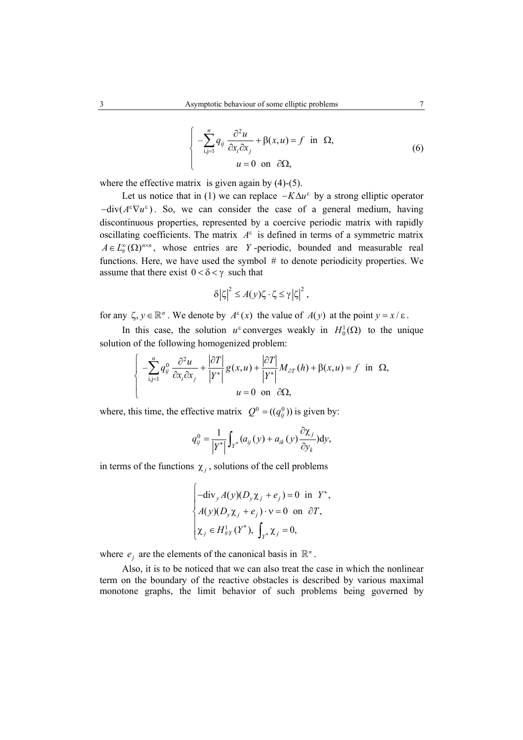$$
\begin{cases}
-\sum_{i,j=1}^{n} q_{ij} \dfrac{\partial^2 u}{\partial x_i \partial x_j} + \beta(x,u) = f \quad \text{in} \ \ \Omega, \\
u = 0 \quad \text{on} \ \ \partial\Omega,
\end{cases}
\tag{6}
$$

where the effective matrix is given again by (4)-(5).

Let us notice that in (1) we can replace $-K\Delta u^{\varepsilon}$ by a strong elliptic operator $-\text{div}(A^{\varepsilon}\nabla u^{\varepsilon})$. So, we can consider the case of a general medium, having discontinuous properties, represented by a coercive periodic matrix with rapidly oscillating coefficients. The matrix $A^{\varepsilon}$ is defined in terms of a symmetric matrix $A \in L^{\infty}_{\#}(\Omega)^{n\times n}$, whose entries are $Y$-periodic, bounded and measurable real functions. Here, we have used the symbol # to denote periodicity properties. We assume that there exist $0 < \delta < \gamma$ such that

$$
\delta\left|\zeta\right|^2 \le A(y)\zeta \cdot \zeta \le \gamma\left|\zeta\right|^2,
$$

for any $\zeta, y \in \mathbb{R}^n$. We denote by $A^{\varepsilon}(x)$ the value of $A(y)$ at the point $y = x/\varepsilon$.

In this case, the solution $u^{\varepsilon}$ converges weakly in $H^1_0(\Omega)$ to the unique solution of the following homogenized problem:

$$
\begin{cases}
-\sum_{i,j=1}^{n} q^0_{ij} \dfrac{\partial^2 u}{\partial x_i \partial x_j} + \dfrac{\left|\partial T\right|}{\left|Y^*\right|} g(x,u) + \dfrac{\left|\partial T\right|}{\left|Y^*\right|} M_{\partial T}(h) + \beta(x,u) = f \quad \text{in} \ \ \Omega, \\
u = 0 \quad \text{on} \ \ \partial\Omega,
\end{cases}
$$

where, this time, the effective matrix $Q^0 = ((q^0_{ij}))$ is given by:

$$
q^0_{ij} = \frac{1}{\left|Y^*\right|} \int_{Y^*} (a_{ij}(y) + a_{ik}(y) \frac{\partial \chi_j}{\partial y_k}) \mathrm{d}y,
$$

in terms of the functions $\chi_j$, solutions of the cell problems

$$
\begin{cases}
-\text{div}_y A(y)(D_y \chi_j + e_j) = 0 \quad \text{in} \ \ Y^*, \\
A(y)(D_y \chi_j + e_j) \cdot \nu = 0 \quad \text{on} \ \ \partial T, \\
\chi_j \in H^1_{\#Y}(Y^*), \ \int_{Y^*} \chi_j = 0,
\end{cases}
$$

where $e_j$ are the elements of the canonical basis in $\mathbb{R}^n$.

Also, it is to be noticed that we can also treat the case in which the nonlinear term on the boundary of the reactive obstacles is described by various maximal monotone graphs, the limit behavior of such problems being governed by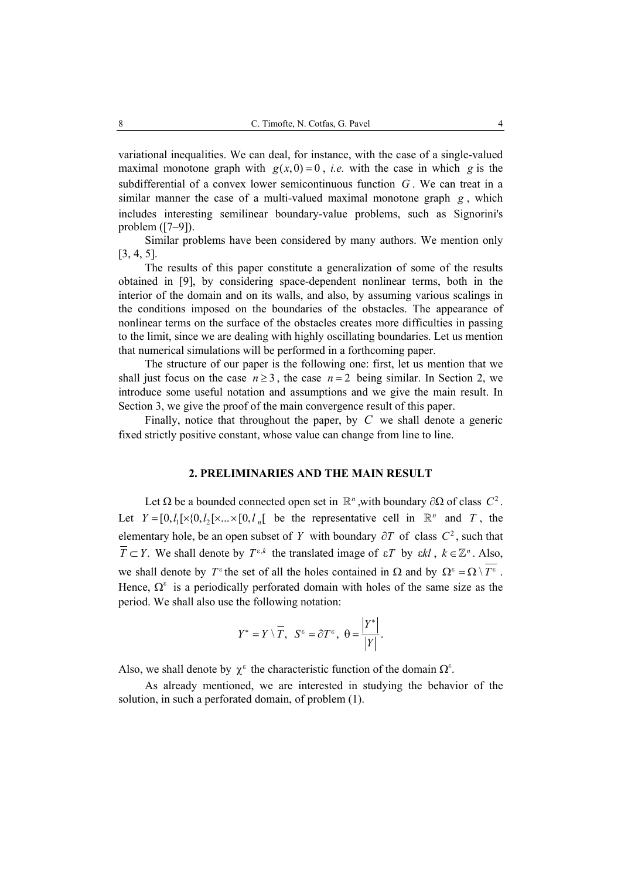variational inequalities. We can deal, for instance, with the case of a single-valued maximal monotone graph with $g(x,0)=0$, *i.e.* with the case in which $g$ is the subdifferential of a convex lower semicontinuous function $G$. We can treat in a similar manner the case of a multi-valued maximal monotone graph $g$, which includes interesting semilinear boundary-value problems, such as Signorini's problem ([7–9]).

Similar problems have been considered by many authors. We mention only [3, 4, 5].

The results of this paper constitute a generalization of some of the results obtained in [9], by considering space-dependent nonlinear terms, both in the interior of the domain and on its walls, and also, by assuming various scalings in the conditions imposed on the boundaries of the obstacles. The appearance of nonlinear terms on the surface of the obstacles creates more difficulties in passing to the limit, since we are dealing with highly oscillating boundaries. Let us mention that numerical simulations will be performed in a forthcoming paper.

The structure of our paper is the following one: first, let us mention that we shall just focus on the case $n \geq 3$, the case $n = 2$ being similar. In Section 2, we introduce some useful notation and assumptions and we give the main result. In Section 3, we give the proof of the main convergence result of this paper.

Finally, notice that throughout the paper, by $C$ we shall denote a generic fixed strictly positive constant, whose value can change from line to line.

## 2. PRELIMINARIES AND THE MAIN RESULT

Let $\Omega$ be a bounded connected open set in $\mathbb{R}^n$, with boundary $\partial\Omega$ of class $C^2$. Let $Y = [0,l_1[\times[0,l_2[\times\ldots\times[0,l_n[$ be the representative cell in $\mathbb{R}^n$ and $T$, the elementary hole, be an open subset of $Y$ with boundary $\partial T$ of class $C^2$, such that $\overline{T} \subset Y$. We shall denote by $T^{\varepsilon,k}$ the translated image of $\varepsilon T$ by $\varepsilon kl$, $k \in \mathbb{Z}^n$. Also, we shall denote by $T^{\varepsilon}$ the set of all the holes contained in $\Omega$ and by $\Omega^{\varepsilon} = \Omega \setminus \overline{T^{\varepsilon}}$. Hence, $\Omega^{\varepsilon}$ is a periodically perforated domain with holes of the same size as the period. We shall also use the following notation:

$$Y^* = Y \setminus \overline{T},\ S^{\varepsilon} = \partial T^{\varepsilon},\ \theta = \frac{|Y^*|}{|Y|}.$$

Also, we shall denote by $\chi^{\varepsilon}$ the characteristic function of the domain $\Omega^{\varepsilon}$.

As already mentioned, we are interested in studying the behavior of the solution, in such a perforated domain, of problem (1).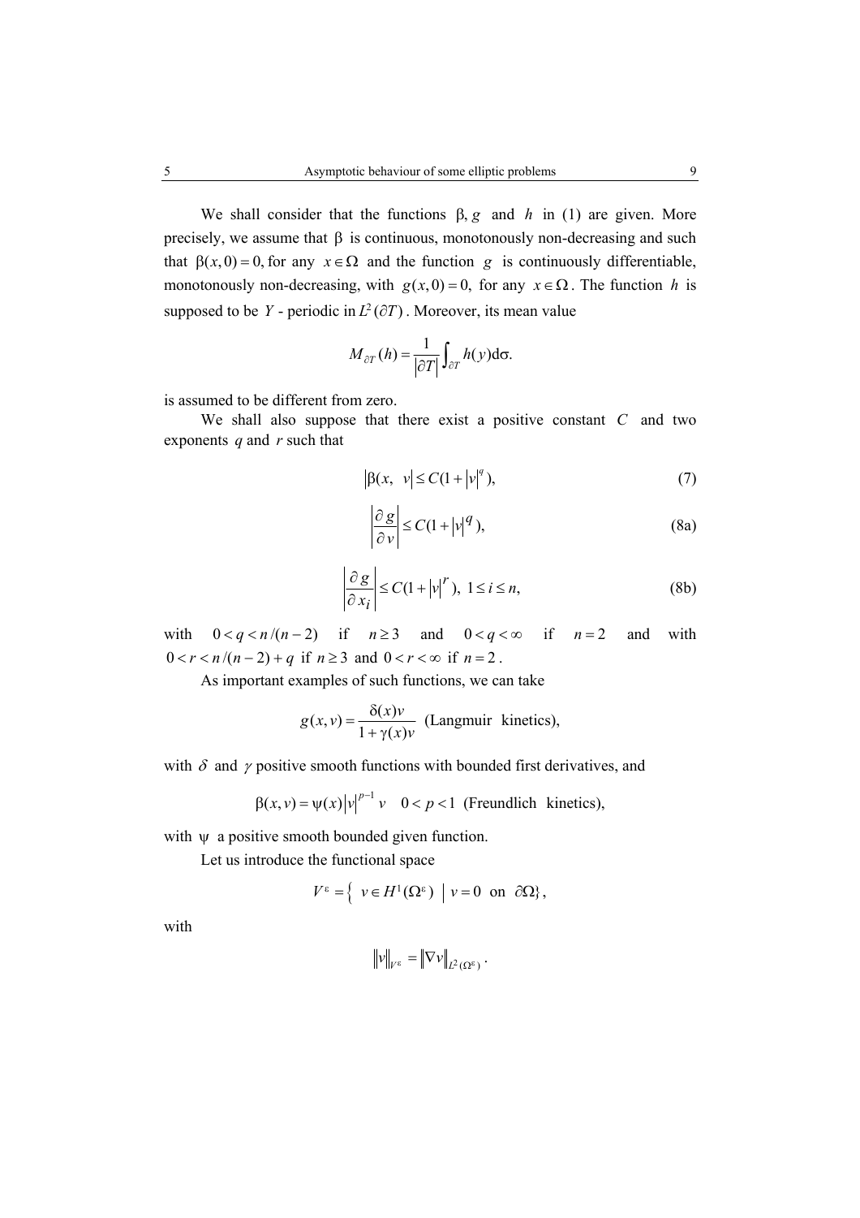We shall consider that the functions $\beta, g$ and $h$ in (1) are given. More precisely, we assume that $\beta$ is continuous, monotonously non-decreasing and such that $\beta(x,0)=0$, for any $x \in \Omega$ and the function $g$ is continuously differentiable, monotonously non-decreasing, with $g(x,0)=0$, for any $x \in \Omega$. The function $h$ is supposed to be $Y$ - periodic in $L^2(\partial T)$. Moreover, its mean value

$$M_{\partial T}(h) = \frac{1}{|\partial T|}\int_{\partial T} h(y)\mathrm{d}\sigma.$$

is assumed to be different from zero.

We shall also suppose that there exist a positive constant $C$ and two exponents $q$ and $r$ such that

$$|\beta(x, \ v| \le C(1+|v|^q), \tag{7}$$

$$\left|\frac{\partial g}{\partial v}\right| \le C(1+|v|^q), \tag{8a}$$

$$\left|\frac{\partial g}{\partial x_i}\right| \le C(1+|v|^r),\ 1 \le i \le n, \tag{8b}$$

with $0 < q < n/(n-2)$ if $n \ge 3$ and $0 < q < \infty$ if $n = 2$ and with $0 < r < n/(n-2)+q$ if $n \ge 3$ and $0 < r < \infty$ if $n = 2$.

As important examples of such functions, we can take

$$g(x,v) = \frac{\delta(x)v}{1+\gamma(x)v} \quad \text{(Langmuir kinetics)},$$

with $\delta$ and $\gamma$ positive smooth functions with bounded first derivatives, and

$$\beta(x,v) = \psi(x)|v|^{p-1}v \quad 0<p<1 \quad \text{(Freundlich kinetics)},$$

with $\psi$ a positive smooth bounded given function.

Let us introduce the functional space

$$V^{\varepsilon} = \{\ v \in H^1(\Omega^{\varepsilon}) \ \mid v = 0 \ \text{ on } \ \partial\Omega\},$$

with

$$\|v\|_{V^{\varepsilon}} = \|\nabla v\|_{L^2(\Omega^{\varepsilon})}.$$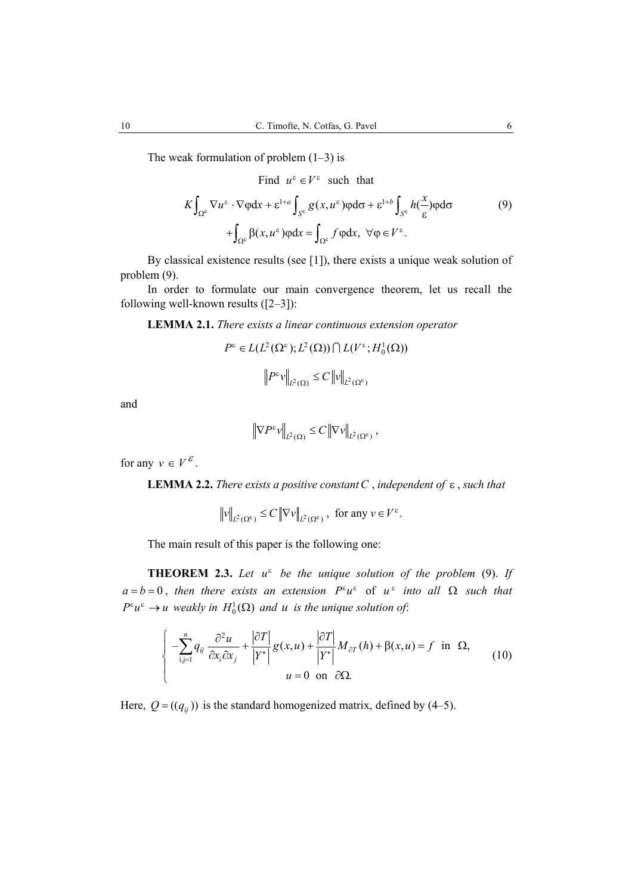The weak formulation of problem (1–3) is

$$\text{Find } u^\varepsilon \in V^\varepsilon \text{ such that}$$

$$K\int_{\Omega^\varepsilon} \nabla u^\varepsilon \cdot \nabla\varphi \mathrm{d}x + \varepsilon^{1+a}\int_{S^\varepsilon} g(x,u^\varepsilon)\varphi \mathrm{d}\sigma + \varepsilon^{1+b}\int_{S^\varepsilon} h(\frac{x}{\varepsilon})\varphi \mathrm{d}\sigma \tag{9}$$
$$+\int_{\Omega^\varepsilon} \beta(x,u^\varepsilon)\varphi \mathrm{d}x = \int_{\Omega^\varepsilon} f\varphi \mathrm{d}x, \ \forall \varphi \in V^\varepsilon.$$

By classical existence results (see [1]), there exists a unique weak solution of problem (9).

In order to formulate our main convergence theorem, let us recall the following well-known results ([2–3]):

**LEMMA 2.1.** *There exists a linear continuous extension operator*

$$P^\varepsilon \in L(L^2(\Omega^\varepsilon); L^2(\Omega)) \bigcap L(V^\varepsilon; H_0^1(\Omega))$$

$$\left\| P^\varepsilon v \right\|_{L^2(\Omega)} \le C \left\| v \right\|_{L^2(\Omega^\varepsilon)}$$

and

$$\left\| \nabla P^\varepsilon v \right\|_{L^2(\Omega)} \le C \left\| \nabla v \right\|_{L^2(\Omega^\varepsilon)},$$

for any $v \in V^\varepsilon$.

**LEMMA 2.2.** *There exists a positive constant $C$, independent of $\varepsilon$, such that*

$$\left\| v \right\|_{L^2(\Omega^\varepsilon)} \le C \left\| \nabla v \right\|_{L^2(\Omega^\varepsilon)}, \text{ for any } v \in V^\varepsilon.$$

The main result of this paper is the following one:

**THEOREM 2.3.** *Let $u^\varepsilon$ be the unique solution of the problem* (9). *If $a = b = 0$, then there exists an extension $P^\varepsilon u^\varepsilon$* of *$u^\varepsilon$ into all $\Omega$ such that $P^\varepsilon u^\varepsilon \to u$ weakly in $H_0^1(\Omega)$ and $u$ is the unique solution of*:

$$\begin{cases} -\displaystyle\sum_{i,j=1}^{n} q_{ij} \frac{\partial^2 u}{\partial x_i \partial x_j} + \frac{|\partial T|}{|Y^*|} g(x,u) + \frac{|\partial T|}{|Y^*|} M_{\partial T}(h) + \beta(x,u) = f \ \text{ in } \Omega, \\ u = 0 \ \text{ on } \partial\Omega. \end{cases} \tag{10}$$

Here, $Q = ((q_{ij}))$ is the standard homogenized matrix, defined by (4–5).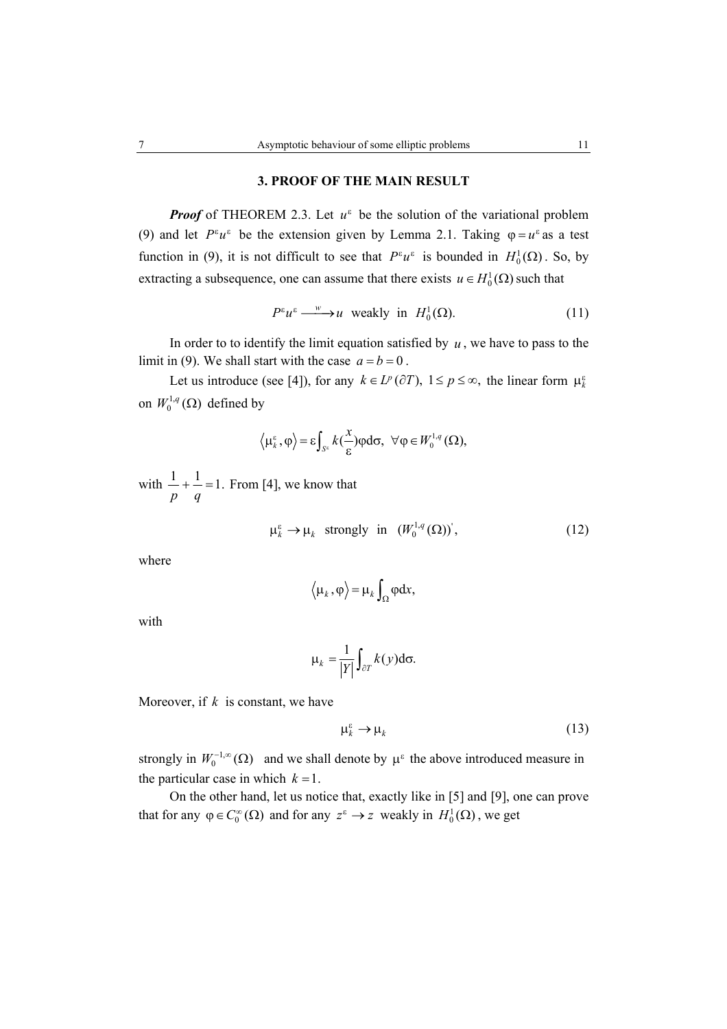## 3. PROOF OF THE MAIN RESULT

***Proof*** of THEOREM 2.3. Let $u^\varepsilon$ be the solution of the variational problem (9) and let $P^\varepsilon u^\varepsilon$ be the extension given by Lemma 2.1. Taking $\varphi = u^\varepsilon$ as a test function in (9), it is not difficult to see that $P^\varepsilon u^\varepsilon$ is bounded in $H_0^1(\Omega)$. So, by extracting a subsequence, one can assume that there exists $u \in H_0^1(\Omega)$ such that

$$P^\varepsilon u^\varepsilon \xrightarrow{\ w\ } u \ \text{ weakly in } \ H_0^1(\Omega). \tag{11}$$

In order to to identify the limit equation satisfied by $u$, we have to pass to the limit in (9). We shall start with the case $a = b = 0$.

Let us introduce (see [4]), for any $k \in L^p(\partial T),\ 1 \le p \le \infty,$ the linear form $\mu_k^\varepsilon$ on $W_0^{1,q}(\Omega)$ defined by

$$\left\langle \mu_k^\varepsilon, \varphi \right\rangle = \varepsilon \int_{S^\varepsilon} k\left(\frac{x}{\varepsilon}\right)\varphi \mathrm{d}\sigma, \ \ \forall \varphi \in W_0^{1,q}(\Omega),$$

with $\dfrac{1}{p} + \dfrac{1}{q} = 1.$ From [4], we know that

$$\mu_k^\varepsilon \to \mu_k \ \text{ strongly in } \ (W_0^{1,q}(\Omega))', \tag{12}$$

where

$$\left\langle \mu_k, \varphi \right\rangle = \mu_k \int_\Omega \varphi \mathrm{d}x,$$

with

$$\mu_k = \frac{1}{|Y|}\int_{\partial T} k(y)\mathrm{d}\sigma.$$

Moreover, if $k$ is constant, we have

$$\mu_k^\varepsilon \to \mu_k \tag{13}$$

strongly in $W_0^{-1,\infty}(\Omega)$ and we shall denote by $\mu^\varepsilon$ the above introduced measure in the particular case in which $k = 1$.

On the other hand, let us notice that, exactly like in [5] and [9], one can prove that for any $\varphi \in C_0^\infty(\Omega)$ and for any $z^\varepsilon \to z$ weakly in $H_0^1(\Omega)$, we get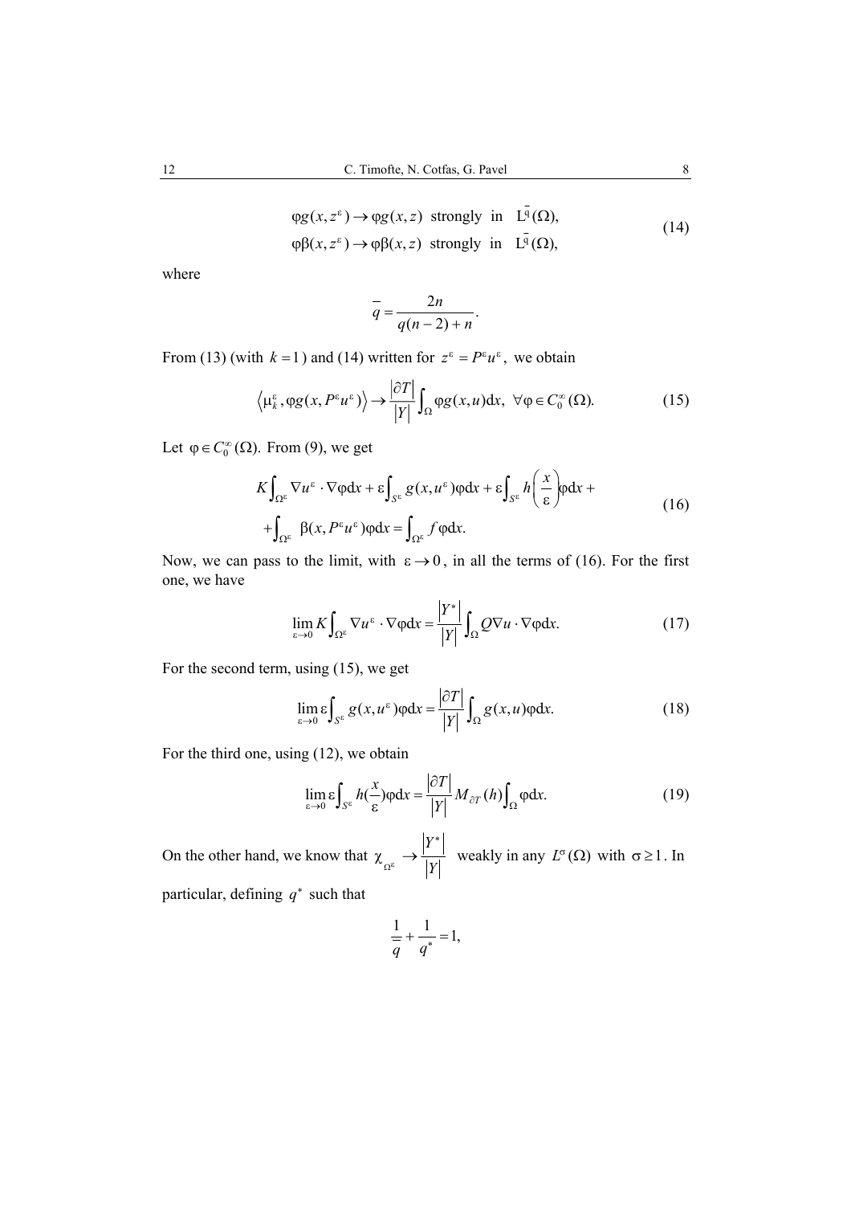$$
\begin{aligned}
&\varphi g(x, z^\varepsilon) \to \varphi g(x, z) \ \text{ strongly in } \ L^{\bar{q}}(\Omega), \\
&\varphi \beta(x, z^\varepsilon) \to \varphi \beta(x, z) \ \text{ strongly in } \ L^{\bar{q}}(\Omega),
\end{aligned}
\tag{14}
$$

where

$$
\bar{q} = \frac{2n}{q(n-2)+n}.
$$

From (13) (with $k=1$) and (14) written for $z^\varepsilon = P^\varepsilon u^\varepsilon$, we obtain

$$
\left\langle \mu_k^\varepsilon, \varphi g(x, P^\varepsilon u^\varepsilon) \right\rangle \to \frac{|\partial T|}{|Y|} \int_\Omega \varphi g(x,u) \mathrm{d}x, \ \ \forall \varphi \in C_0^\infty(\Omega). \tag{15}
$$

Let $\varphi \in C_0^\infty(\Omega)$. From (9), we get

$$
\begin{aligned}
&K \int_{\Omega^\varepsilon} \nabla u^\varepsilon \cdot \nabla \varphi \mathrm{d}x + \varepsilon \int_{S^\varepsilon} g(x, u^\varepsilon) \varphi \mathrm{d}x + \varepsilon \int_{S^\varepsilon} h\left(\frac{x}{\varepsilon}\right) \varphi \mathrm{d}x + \\
&+ \int_{\Omega^\varepsilon} \beta(x, P^\varepsilon u^\varepsilon) \varphi \mathrm{d}x = \int_{\Omega^\varepsilon} f \varphi \mathrm{d}x.
\end{aligned}
\tag{16}
$$

Now, we can pass to the limit, with $\varepsilon \to 0$, in all the terms of (16). For the first one, we have

$$
\lim_{\varepsilon \to 0} K \int_{\Omega^\varepsilon} \nabla u^\varepsilon \cdot \nabla \varphi \mathrm{d}x = \frac{|Y^*|}{|Y|} \int_\Omega Q \nabla u \cdot \nabla \varphi \mathrm{d}x. \tag{17}
$$

For the second term, using (15), we get

$$
\lim_{\varepsilon \to 0} \varepsilon \int_{S^\varepsilon} g(x, u^\varepsilon) \varphi \mathrm{d}x = \frac{|\partial T|}{|Y|} \int_\Omega g(x,u) \varphi \mathrm{d}x. \tag{18}
$$

For the third one, using (12), we obtain

$$
\lim_{\varepsilon \to 0} \varepsilon \int_{S^\varepsilon} h\left(\frac{x}{\varepsilon}\right) \varphi \mathrm{d}x = \frac{|\partial T|}{|Y|} M_{\partial T}(h) \int_\Omega \varphi \mathrm{d}x. \tag{19}
$$

On the other hand, we know that $\chi_{\Omega^\varepsilon} \to \dfrac{|Y^*|}{|Y|}$ weakly in any $L^\sigma(\Omega)$ with $\sigma \geq 1$. In particular, defining $q^*$ such that

$$
\frac{1}{\bar{q}} + \frac{1}{q^*} = 1,
$$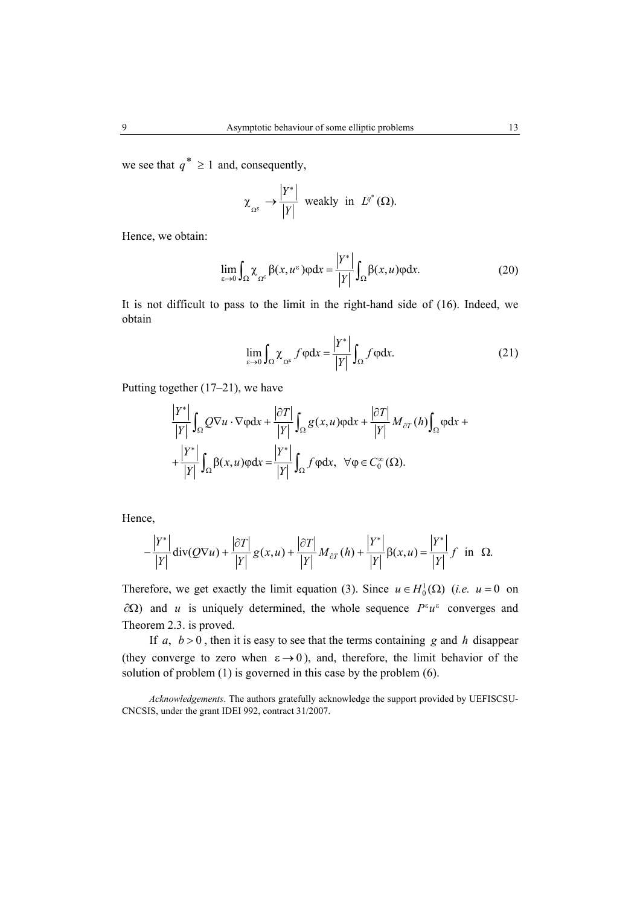we see that $q^* \geq 1$ and, consequently,

$$\chi_{\Omega^\varepsilon} \to \frac{|Y^*|}{|Y|} \text{ weakly in } L^{q^*}(\Omega).$$

Hence, we obtain:

$$\lim_{\varepsilon \to 0} \int_\Omega \chi_{\Omega^\varepsilon} \beta(x, u^\varepsilon) \varphi \mathrm{d}x = \frac{|Y^*|}{|Y|} \int_\Omega \beta(x, u) \varphi \mathrm{d}x. \tag{20}$$

It is not difficult to pass to the limit in the right-hand side of (16). Indeed, we obtain

$$\lim_{\varepsilon \to 0} \int_\Omega \chi_{\Omega^\varepsilon} f \varphi \mathrm{d}x = \frac{|Y^*|}{|Y|} \int_\Omega f \varphi \mathrm{d}x. \tag{21}$$

Putting together (17–21), we have

$$\frac{|Y^*|}{|Y|} \int_\Omega Q \nabla u \cdot \nabla \varphi \mathrm{d}x + \frac{|\partial T|}{|Y|} \int_\Omega g(x, u) \varphi \mathrm{d}x + \frac{|\partial T|}{|Y|} M_{\partial T}(h) \int_\Omega \varphi \mathrm{d}x +$$
$$+ \frac{|Y^*|}{|Y|} \int_\Omega \beta(x, u) \varphi \mathrm{d}x = \frac{|Y^*|}{|Y|} \int_\Omega f \varphi \mathrm{d}x, \quad \forall \varphi \in C_0^\infty(\Omega).$$

Hence,

$$-\frac{|Y^*|}{|Y|} \mathrm{div}(Q \nabla u) + \frac{|\partial T|}{|Y|} g(x, u) + \frac{|\partial T|}{|Y|} M_{\partial T}(h) + \frac{|Y^*|}{|Y|} \beta(x, u) = \frac{|Y^*|}{|Y|} f \text{ in } \Omega.$$

Therefore, we get exactly the limit equation (3). Since $u \in H_0^1(\Omega)$ (*i.e.* $u = 0$ on $\partial\Omega$) and $u$ is uniquely determined, the whole sequence $P^\varepsilon u^\varepsilon$ converges and Theorem 2.3. is proved.

If $a$, $b > 0$, then it is easy to see that the terms containing $g$ and $h$ disappear (they converge to zero when $\varepsilon \to 0$), and, therefore, the limit behavior of the solution of problem (1) is governed in this case by the problem (6).

*Acknowledgements*. The authors gratefully acknowledge the support provided by UEFISCSU-CNCSIS, under the grant IDEI 992, contract 31/2007.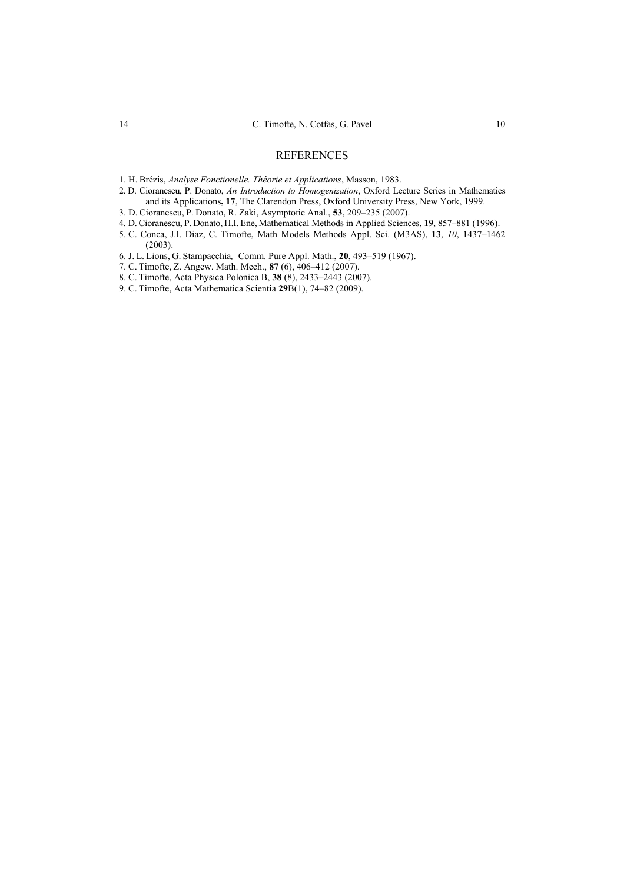## REFERENCES

1. H. Brézis, *Analyse Fonctionelle. Théorie et Applications*, Masson, 1983.
2. D. Cioranescu, P. Donato, *An Introduction to Homogenization*, Oxford Lecture Series in Mathematics and its Applications**, 17**, The Clarendon Press, Oxford University Press, New York, 1999.
3. D. Cioranescu, P. Donato, R. Zaki, Asymptotic Anal., **53**, 209–235 (2007).
4. D. Cioranescu, P. Donato, H.I. Ene, Mathematical Methods in Applied Sciences, **19**, 857–881 (1996).
5. C. Conca, J.I. Diaz, C. Timofte, Math Models Methods Appl. Sci. (M3AS), **13**, *10*, 1437–1462 (2003).
6. J. L. Lions, G. Stampacchia*,* Comm. Pure Appl. Math., **20**, 493–519 (1967).
7. C. Timofte, Z. Angew. Math. Mech., **87** (6), 406–412 (2007).
8. C. Timofte, Acta Physica Polonica B, **38** (8), 2433–2443 (2007).
9. C. Timofte, Acta Mathematica Scientia **29**B(1), 74–82 (2009).